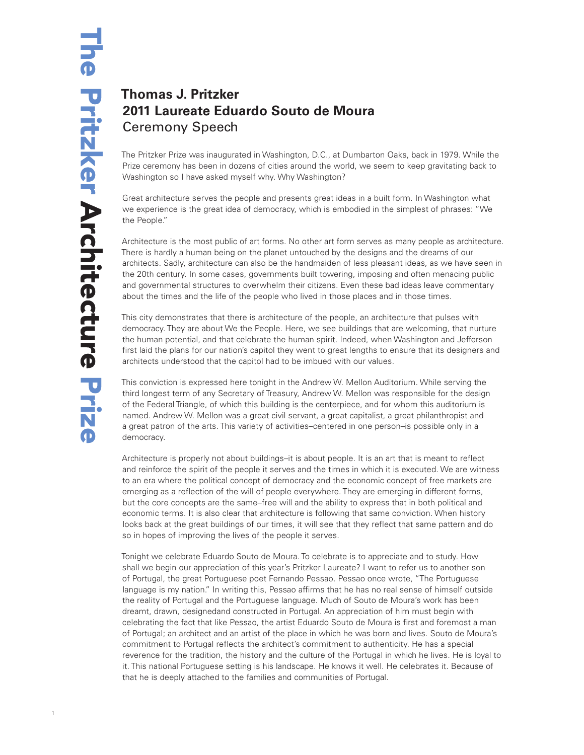# Thomas J. Pritzker
## 2011 Laureate Eduardo Souto de Moura
Ceremony Speech

The Pritzker Prize was inaugurated in Washington, D.C., at Dumbarton Oaks, back in 1979. While the Prize ceremony has been in dozens of cities around the world, we seem to keep gravitating back to Washington so I have asked myself why. Why Washington?

Great architecture serves the people and presents great ideas in a built form. In Washington what we experience is the great idea of democracy, which is embodied in the simplest of phrases: "We the People."

Architecture is the most public of art forms. No other art form serves as many people as architecture. There is hardly a human being on the planet untouched by the designs and the dreams of our architects. Sadly, architecture can also be the handmaiden of less pleasant ideas, as we have seen in the 20th century. In some cases, governments built towering, imposing and often menacing public and governmental structures to overwhelm their citizens. Even these bad ideas leave commentary about the times and the life of the people who lived in those places and in those times.

This city demonstrates that there is architecture of the people, an architecture that pulses with democracy. They are about We the People. Here, we see buildings that are welcoming, that nurture the human potential, and that celebrate the human spirit. Indeed, when Washington and Jefferson first laid the plans for our nation's capitol they went to great lengths to ensure that its designers and architects understood that the capitol had to be imbued with our values.

This conviction is expressed here tonight in the Andrew W. Mellon Auditorium. While serving the third longest term of any Secretary of Treasury, Andrew W. Mellon was responsible for the design of the Federal Triangle, of which this building is the centerpiece, and for whom this auditorium is named. Andrew W. Mellon was a great civil servant, a great capitalist, a great philanthropist and a great patron of the arts. This variety of activities–centered in one person–is possible only in a democracy.

Architecture is properly not about buildings–it is about people. It is an art that is meant to reflect and reinforce the spirit of the people it serves and the times in which it is executed. We are witness to an era where the political concept of democracy and the economic concept of free markets are emerging as a reflection of the will of people everywhere. They are emerging in different forms, but the core concepts are the same–free will and the ability to express that in both political and economic terms. It is also clear that architecture is following that same conviction. When history looks back at the great buildings of our times, it will see that they reflect that same pattern and do so in hopes of improving the lives of the people it serves.

Tonight we celebrate Eduardo Souto de Moura. To celebrate is to appreciate and to study. How shall we begin our appreciation of this year's Pritzker Laureate? I want to refer us to another son of Portugal, the great Portuguese poet Fernando Pessao. Pessao once wrote, "The Portuguese language is my nation." In writing this, Pessao affirms that he has no real sense of himself outside the reality of Portugal and the Portuguese language. Much of Souto de Moura's work has been dreamt, drawn, designedand constructed in Portugal. An appreciation of him must begin with celebrating the fact that like Pessao, the artist Eduardo Souto de Moura is first and foremost a man of Portugal; an architect and an artist of the place in which he was born and lives. Souto de Moura's commitment to Portugal reflects the architect's commitment to authenticity. He has a special reverence for the tradition, the history and the culture of the Portugal in which he lives. He is loyal to it. This national Portuguese setting is his landscape. He knows it well. He celebrates it. Because of that he is deeply attached to the families and communities of Portugal.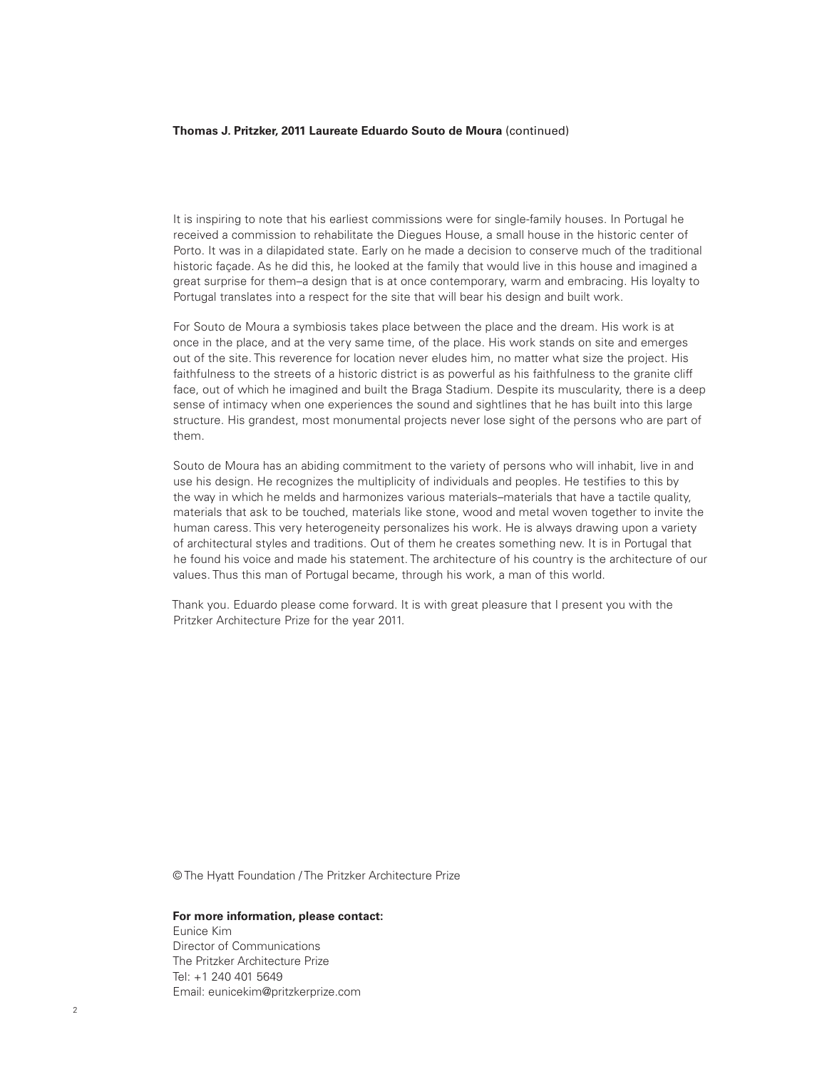**Thomas J. Pritzker, 2011 Laureate Eduardo Souto de Moura** (continued)

It is inspiring to note that his earliest commissions were for single-family houses. In Portugal he received a commission to rehabilitate the Diegues House, a small house in the historic center of Porto. It was in a dilapidated state. Early on he made a decision to conserve much of the traditional historic façade. As he did this, he looked at the family that would live in this house and imagined a great surprise for them–a design that is at once contemporary, warm and embracing. His loyalty to Portugal translates into a respect for the site that will bear his design and built work.

For Souto de Moura a symbiosis takes place between the place and the dream. His work is at once in the place, and at the very same time, of the place. His work stands on site and emerges out of the site. This reverence for location never eludes him, no matter what size the project. His faithfulness to the streets of a historic district is as powerful as his faithfulness to the granite cliff face, out of which he imagined and built the Braga Stadium. Despite its muscularity, there is a deep sense of intimacy when one experiences the sound and sightlines that he has built into this large structure. His grandest, most monumental projects never lose sight of the persons who are part of them.

Souto de Moura has an abiding commitment to the variety of persons who will inhabit, live in and use his design. He recognizes the multiplicity of individuals and peoples. He testifies to this by the way in which he melds and harmonizes various materials–materials that have a tactile quality, materials that ask to be touched, materials like stone, wood and metal woven together to invite the human caress. This very heterogeneity personalizes his work. He is always drawing upon a variety of architectural styles and traditions. Out of them he creates something new. It is in Portugal that he found his voice and made his statement. The architecture of his country is the architecture of our values. Thus this man of Portugal became, through his work, a man of this world.

Thank you. Eduardo please come forward. It is with great pleasure that I present you with the Pritzker Architecture Prize for the year 2011.

© The Hyatt Foundation / The Pritzker Architecture Prize

**For more information, please contact:**
Eunice Kim
Director of Communications
The Pritzker Architecture Prize
Tel: +1 240 401 5649
Email: eunicekim@pritzkerprize.com